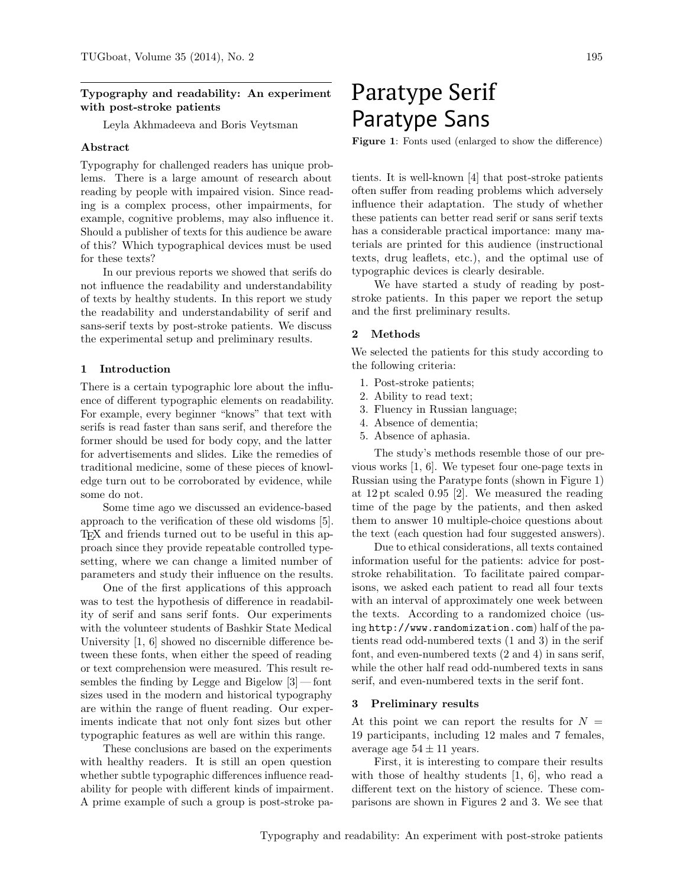## Typography and readability: An experiment with post-stroke patients

Leyla Akhmadeeva and Boris Veytsman

### Abstract

Typography for challenged readers has unique problems. There is a large amount of research about reading by people with impaired vision. Since reading is a complex process, other impairments, for example, cognitive problems, may also influence it. Should a publisher of texts for this audience be aware of this? Which typographical devices must be used for these texts?

In our previous reports we showed that serifs do not influence the readability and understandability of texts by healthy students. In this report we study the readability and understandability of serif and sans-serif texts by post-stroke patients. We discuss the experimental setup and preliminary results.

### 1 Introduction

There is a certain typographic lore about the influence of different typographic elements on readability. For example, every beginner "knows" that text with serifs is read faster than sans serif, and therefore the former should be used for body copy, and the latter for advertisements and slides. Like the remedies of traditional medicine, some of these pieces of knowledge turn out to be corroborated by evidence, while some do not.

Some time ago we discussed an evidence-based approach to the verification of these old wisdoms [5]. TeX and friends turned out to be useful in this approach since they provide repeatable controlled typesetting, where we can change a limited number of parameters and study their influence on the results.

One of the first applications of this approach was to test the hypothesis of difference in readability of serif and sans serif fonts. Our experiments with the volunteer students of Bashkir State Medical University [1, 6] showed no discernible difference between these fonts, when either the speed of reading or text comprehension were measured. This result resembles the finding by Legge and Bigelow [3] — font sizes used in the modern and historical typography are within the range of fluent reading. Our experiments indicate that not only font sizes but other typographic features as well are within this range.

These conclusions are based on the experiments with healthy readers. It is still an open question whether subtle typographic differences influence readability for people with different kinds of impairment. A prime example of such a group is post-stroke patients. It is well-known [4] that post-stroke patients often suffer from reading problems which adversely influence their adaptation. The study of whether these patients can better read serif or sans serif texts has a considerable practical importance: many materials are printed for this audience (instructional texts, drug leaflets, etc.), and the optimal use of typographic devices is clearly desirable.

Paratype Serif
Paratype Sans

**Figure 1**: Fonts used (enlarged to show the difference)

We have started a study of reading by post-stroke patients. In this paper we report the setup and the first preliminary results.

### 2 Methods

We selected the patients for this study according to the following criteria:

1. Post-stroke patients;
2. Ability to read text;
3. Fluency in Russian language;
4. Absence of dementia;
5. Absence of aphasia.

The study's methods resemble those of our previous works [1, 6]. We typeset four one-page texts in Russian using the Paratype fonts (shown in Figure 1) at 12 pt scaled 0.95 [2]. We measured the reading time of the page by the patients, and then asked them to answer 10 multiple-choice questions about the text (each question had four suggested answers).

Due to ethical considerations, all texts contained information useful for the patients: advice for post-stroke rehabilitation. To facilitate paired comparisons, we asked each patient to read all four texts with an interval of approximately one week between the texts. According to a randomized choice (using `http://www.randomization.com`) half of the patients read odd-numbered texts (1 and 3) in the serif font, and even-numbered texts (2 and 4) in sans serif, while the other half read odd-numbered texts in sans serif, and even-numbered texts in the serif font.

### 3 Preliminary results

At this point we can report the results for $N = 19$ participants, including 12 males and 7 females, average age $54 \pm 11$ years.

First, it is interesting to compare their results with those of healthy students [1, 6], who read a different text on the history of science. These comparisons are shown in Figures 2 and 3. We see that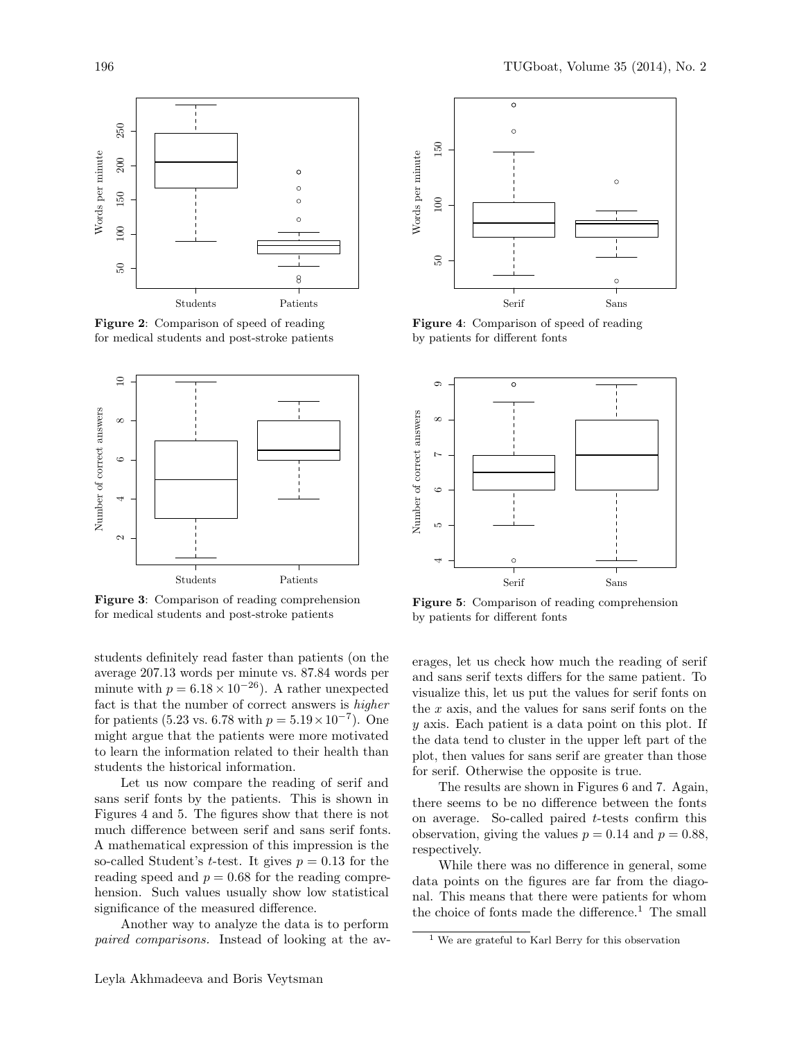Figure 2: Comparison of speed of reading for medical students and post-stroke patients

Figure 3: Comparison of reading comprehension for medical students and post-stroke patients

Figure 4: Comparison of speed of reading by patients for different fonts

Figure 5: Comparison of reading comprehension by patients for different fonts

students definitely read faster than patients (on the average 207.13 words per minute vs. 87.84 words per minute with $p = 6.18 \times 10^{-26}$). A rather unexpected fact is that the number of correct answers is *higher* for patients (5.23 vs. 6.78 with $p = 5.19 \times 10^{-7}$). One might argue that the patients were more motivated to learn the information related to their health than students the historical information.

Let us now compare the reading of serif and sans serif fonts by the patients. This is shown in Figures 4 and 5. The figures show that there is not much difference between serif and sans serif fonts. A mathematical expression of this impression is the so-called Student's $t$-test. It gives $p = 0.13$ for the reading speed and $p = 0.68$ for the reading comprehension. Such values usually show low statistical significance of the measured difference.

Another way to analyze the data is to perform *paired comparisons*. Instead of looking at the averages, let us check how much the reading of serif and sans serif texts differs for the same patient. To visualize this, let us put the values for serif fonts on the $x$ axis, and the values for sans serif fonts on the $y$ axis. Each patient is a data point on this plot. If the data tend to cluster in the upper left part of the plot, then values for sans serif are greater than those for serif. Otherwise the opposite is true.

The results are shown in Figures 6 and 7. Again, there seems to be no difference between the fonts on average. So-called paired $t$-tests confirm this observation, giving the values $p = 0.14$ and $p = 0.88$, respectively.

While there was no difference in general, some data points on the figures are far from the diagonal. This means that there were patients for whom the choice of fonts made the difference.[1] The small

[1] We are grateful to Karl Berry for this observation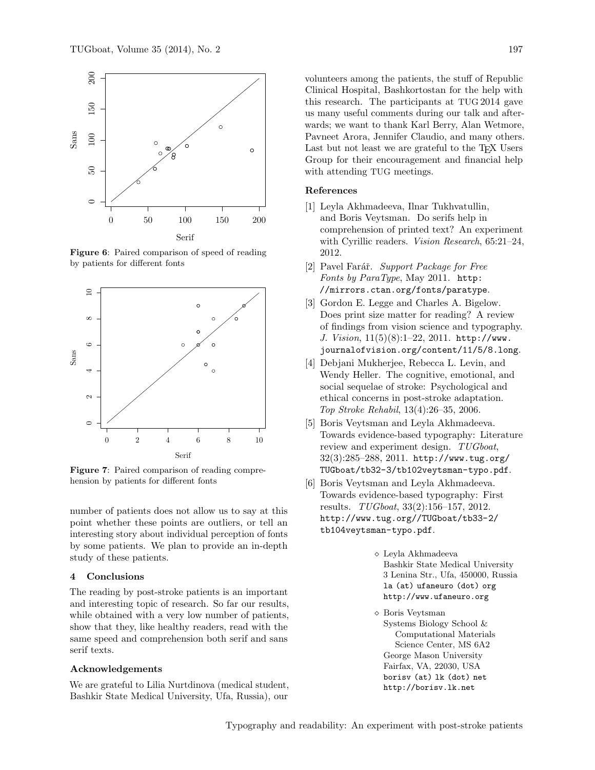Sans

0 50 100 150 200

Serif

0 50 100 150 200

**Figure 6**: Paired comparison of speed of reading by patients for different fonts

Sans

0 2 4 6 8 10

Serif

0 2 4 6 8 10

**Figure 7**: Paired comparison of reading comprehension by patients for different fonts

number of patients does not allow us to say at this point whether these points are outliers, or tell an interesting story about individual perception of fonts by some patients. We plan to provide an in-depth study of these patients.

## 4 Conclusions

The reading by post-stroke patients is an important and interesting topic of research. So far our results, while obtained with a very low number of patients, show that they, like healthy readers, read with the same speed and comprehension both serif and sans serif texts.

### Acknowledgements

We are grateful to Lilia Nurtdinova (medical student, Bashkir State Medical University, Ufa, Russia), our volunteers among the patients, the stuff of Republic Clinical Hospital, Bashkortostan for the help with this research. The participants at TUG 2014 gave us many useful comments during our talk and afterwards; we want to thank Karl Berry, Alan Wetmore, Pavneet Arora, Jennifer Claudio, and many others. Last but not least we are grateful to the TEX Users Group for their encouragement and financial help with attending TUG meetings.

### References

[1] Leyla Akhmadeeva, Ilnar Tukhvatullin, and Boris Veytsman. Do serifs help in comprehension of printed text? An experiment with Cyrillic readers. *Vision Research*, 65:21–24, 2012.

[2] Pavel Farář. *Support Package for Free Fonts by ParaType*, May 2011. `http://mirrors.ctan.org/fonts/paratype`.

[3] Gordon E. Legge and Charles A. Bigelow. Does print size matter for reading? A review of findings from vision science and typography. *J. Vision*, 11(5)(8):1–22, 2011. `http://www.journalofvision.org/content/11/5/8.long`.

[4] Debjani Mukherjee, Rebecca L. Levin, and Wendy Heller. The cognitive, emotional, and social sequelae of stroke: Psychological and ethical concerns in post-stroke adaptation. *Top Stroke Rehabil*, 13(4):26–35, 2006.

[5] Boris Veytsman and Leyla Akhmadeeva. Towards evidence-based typography: Literature review and experiment design. *TUGboat*, 32(3):285–288, 2011. `http://www.tug.org/TUGboat/tb32-3/tb102veytsman-typo.pdf`.

[6] Boris Veytsman and Leyla Akhmadeeva. Towards evidence-based typography: First results. *TUGboat*, 33(2):156–157, 2012. `http://www.tug.org//TUGboat/tb33-2/tb104veytsman-typo.pdf`.

◇ Leyla Akhmadeeva
Bashkir State Medical University
3 Lenina Str., Ufa, 450000, Russia
`la (at) ufaneuro (dot) org`
`http://www.ufaneuro.org`

◇ Boris Veytsman
Systems Biology School & Computational Materials Science Center, MS 6A2
George Mason University
Fairfax, VA, 22030, USA
`borisv (at) lk (dot) net`
`http://borisv.lk.net`